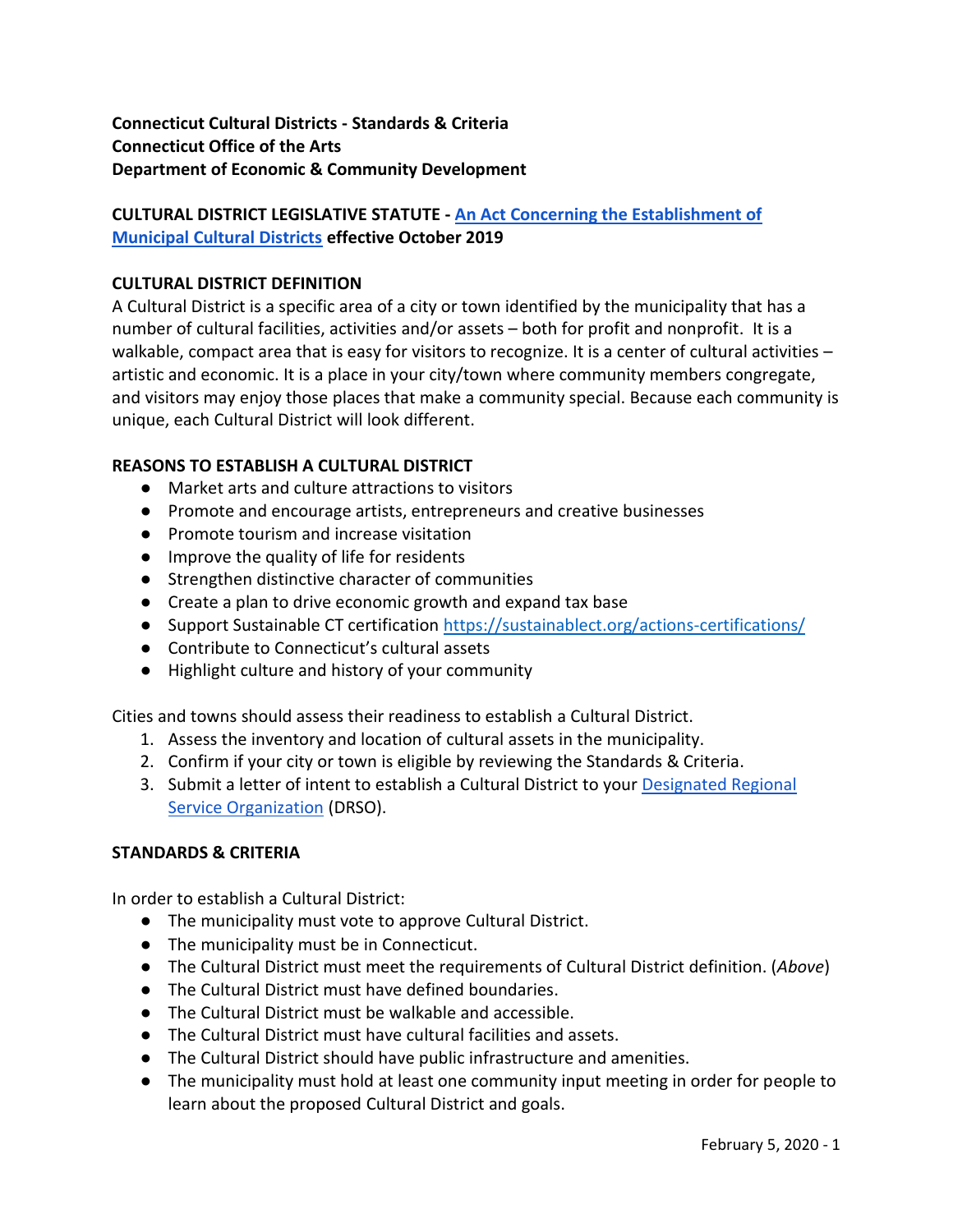**Connecticut Cultural Districts - Standards & Criteria**
**Connecticut Office of the Arts**
**Department of Economic & Community Development**

**CULTURAL DISTRICT LEGISLATIVE STATUTE - [An Act Concerning the Establishment of Municipal Cultural Districts](#) effective October 2019**

## CULTURAL DISTRICT DEFINITION

A Cultural District is a specific area of a city or town identified by the municipality that has a number of cultural facilities, activities and/or assets – both for profit and nonprofit. It is a walkable, compact area that is easy for visitors to recognize. It is a center of cultural activities – artistic and economic. It is a place in your city/town where community members congregate, and visitors may enjoy those places that make a community special. Because each community is unique, each Cultural District will look different.

## REASONS TO ESTABLISH A CULTURAL DISTRICT

- Market arts and culture attractions to visitors
- Promote and encourage artists, entrepreneurs and creative businesses
- Promote tourism and increase visitation
- Improve the quality of life for residents
- Strengthen distinctive character of communities
- Create a plan to drive economic growth and expand tax base
- Support Sustainable CT certification https://sustainablect.org/actions-certifications/
- Contribute to Connecticut's cultural assets
- Highlight culture and history of your community

Cities and towns should assess their readiness to establish a Cultural District.

1. Assess the inventory and location of cultural assets in the municipality.
2. Confirm if your city or town is eligible by reviewing the Standards & Criteria.
3. Submit a letter of intent to establish a Cultural District to your [Designated Regional Service Organization](#) (DRSO).

## STANDARDS & CRITERIA

In order to establish a Cultural District:

- The municipality must vote to approve Cultural District.
- The municipality must be in Connecticut.
- The Cultural District must meet the requirements of Cultural District definition. (*Above*)
- The Cultural District must have defined boundaries.
- The Cultural District must be walkable and accessible.
- The Cultural District must have cultural facilities and assets.
- The Cultural District should have public infrastructure and amenities.
- The municipality must hold at least one community input meeting in order for people to learn about the proposed Cultural District and goals.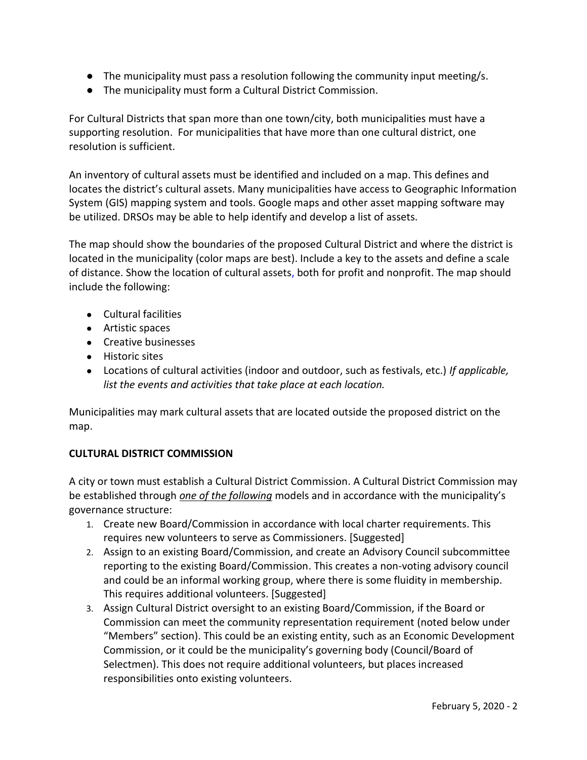- The municipality must pass a resolution following the community input meeting/s.
- The municipality must form a Cultural District Commission.

For Cultural Districts that span more than one town/city, both municipalities must have a supporting resolution. For municipalities that have more than one cultural district, one resolution is sufficient.

An inventory of cultural assets must be identified and included on a map. This defines and locates the district's cultural assets. Many municipalities have access to Geographic Information System (GIS) mapping system and tools. Google maps and other asset mapping software may be utilized. DRSOs may be able to help identify and develop a list of assets.

The map should show the boundaries of the proposed Cultural District and where the district is located in the municipality (color maps are best). Include a key to the assets and define a scale of distance. Show the location of cultural assets, both for profit and nonprofit. The map should include the following:

- Cultural facilities
- Artistic spaces
- Creative businesses
- Historic sites
- Locations of cultural activities (indoor and outdoor, such as festivals, etc.) *If applicable, list the events and activities that take place at each location.*

Municipalities may mark cultural assets that are located outside the proposed district on the map.

**CULTURAL DISTRICT COMMISSION**

A city or town must establish a Cultural District Commission. A Cultural District Commission may be established through ***one of the following*** models and in accordance with the municipality's governance structure:

1. Create new Board/Commission in accordance with local charter requirements. This requires new volunteers to serve as Commissioners. [Suggested]
2. Assign to an existing Board/Commission, and create an Advisory Council subcommittee reporting to the existing Board/Commission. This creates a non-voting advisory council and could be an informal working group, where there is some fluidity in membership. This requires additional volunteers. [Suggested]
3. Assign Cultural District oversight to an existing Board/Commission, if the Board or Commission can meet the community representation requirement (noted below under "Members" section). This could be an existing entity, such as an Economic Development Commission, or it could be the municipality's governing body (Council/Board of Selectmen). This does not require additional volunteers, but places increased responsibilities onto existing volunteers.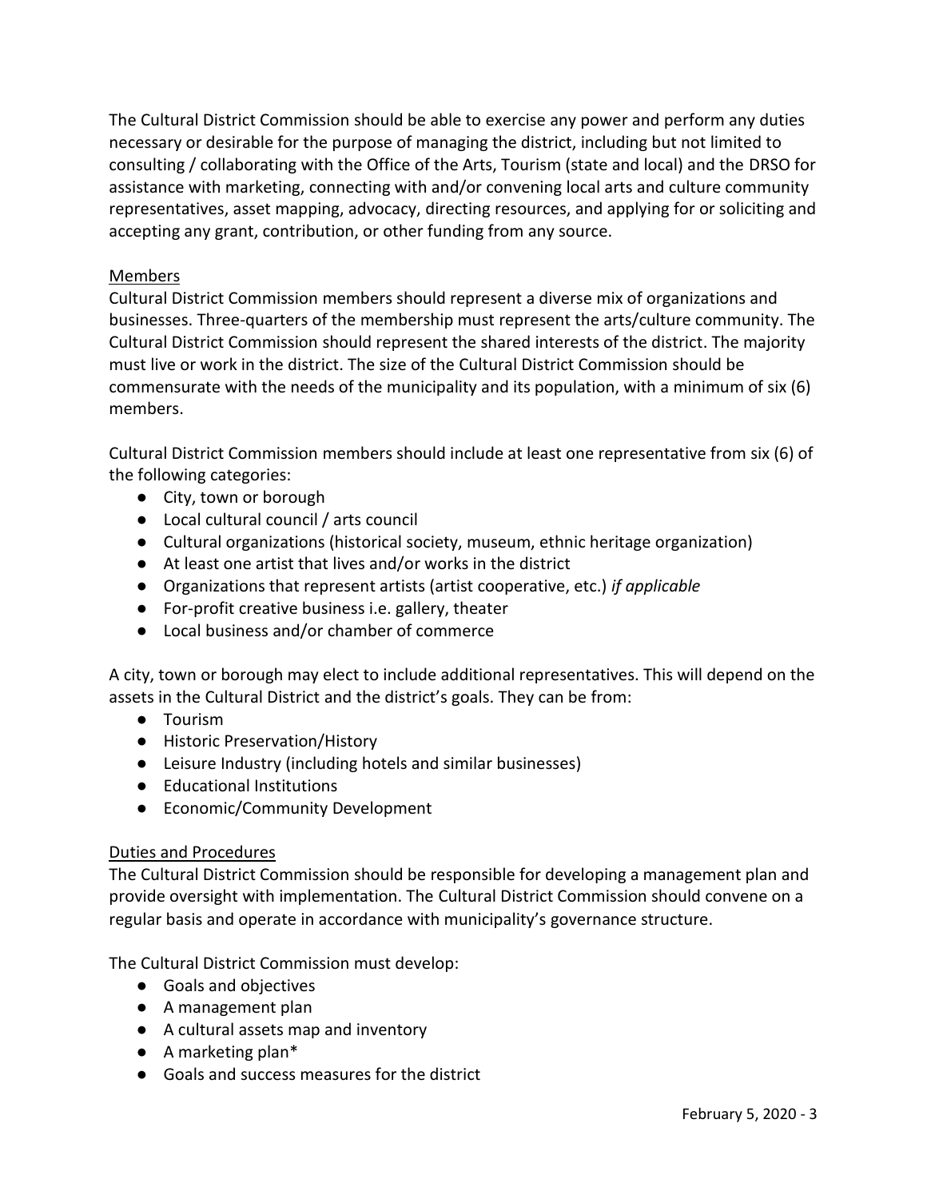The Cultural District Commission should be able to exercise any power and perform any duties necessary or desirable for the purpose of managing the district, including but not limited to consulting / collaborating with the Office of the Arts, Tourism (state and local) and the DRSO for assistance with marketing, connecting with and/or convening local arts and culture community representatives, asset mapping, advocacy, directing resources, and applying for or soliciting and accepting any grant, contribution, or other funding from any source.

## Members

Cultural District Commission members should represent a diverse mix of organizations and businesses. Three-quarters of the membership must represent the arts/culture community. The Cultural District Commission should represent the shared interests of the district. The majority must live or work in the district. The size of the Cultural District Commission should be commensurate with the needs of the municipality and its population, with a minimum of six (6) members.

Cultural District Commission members should include at least one representative from six (6) of the following categories:

- City, town or borough
- Local cultural council / arts council
- Cultural organizations (historical society, museum, ethnic heritage organization)
- At least one artist that lives and/or works in the district
- Organizations that represent artists (artist cooperative, etc.) *if applicable*
- For-profit creative business i.e. gallery, theater
- Local business and/or chamber of commerce

A city, town or borough may elect to include additional representatives. This will depend on the assets in the Cultural District and the district's goals. They can be from:

- Tourism
- Historic Preservation/History
- Leisure Industry (including hotels and similar businesses)
- Educational Institutions
- Economic/Community Development

## Duties and Procedures

The Cultural District Commission should be responsible for developing a management plan and provide oversight with implementation. The Cultural District Commission should convene on a regular basis and operate in accordance with municipality's governance structure.

The Cultural District Commission must develop:

- Goals and objectives
- A management plan
- A cultural assets map and inventory
- A marketing plan*
- Goals and success measures for the district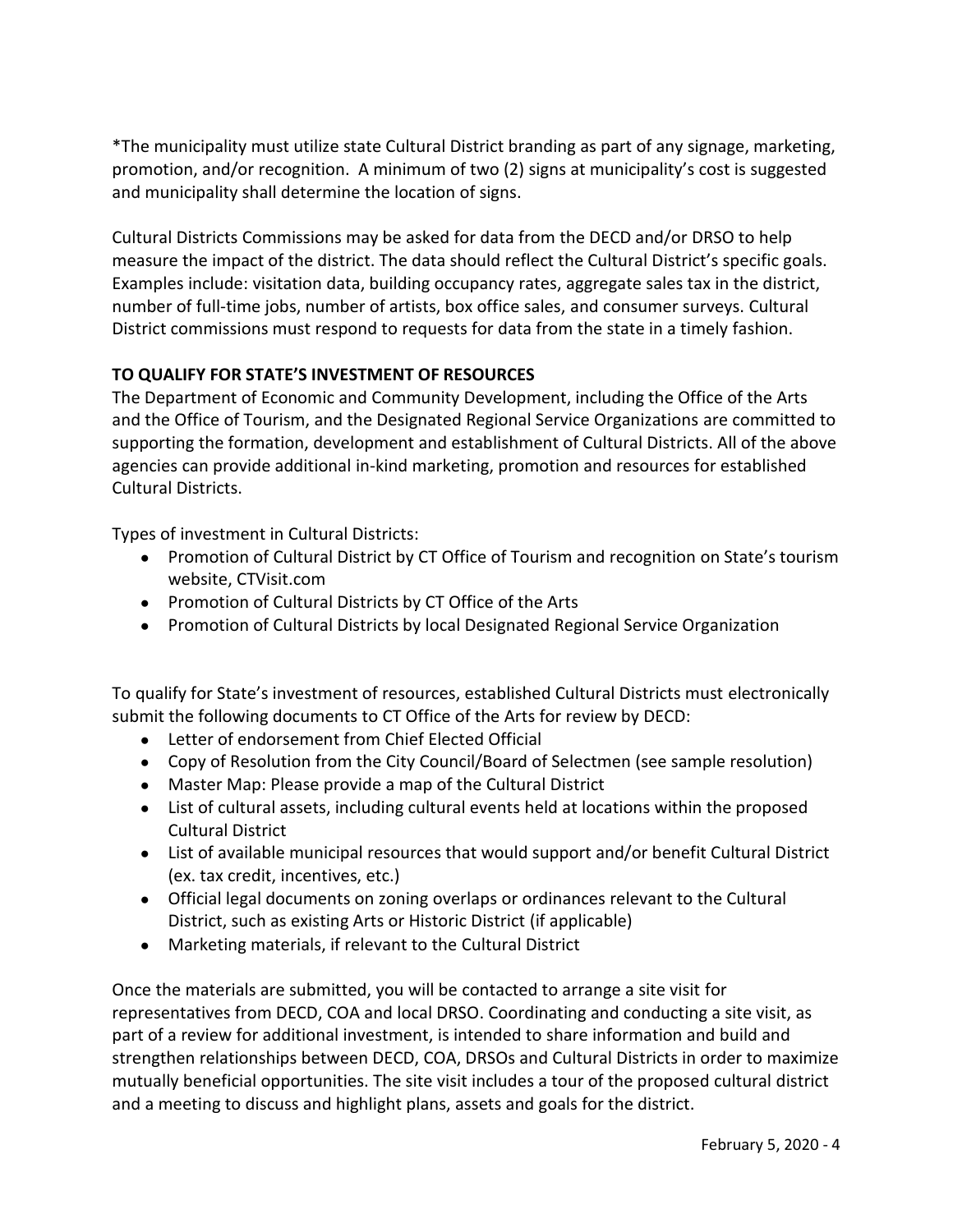*The municipality must utilize state Cultural District branding as part of any signage, marketing, promotion, and/or recognition. A minimum of two (2) signs at municipality's cost is suggested and municipality shall determine the location of signs.

Cultural Districts Commissions may be asked for data from the DECD and/or DRSO to help measure the impact of the district. The data should reflect the Cultural District's specific goals. Examples include: visitation data, building occupancy rates, aggregate sales tax in the district, number of full-time jobs, number of artists, box office sales, and consumer surveys. Cultural District commissions must respond to requests for data from the state in a timely fashion.

**TO QUALIFY FOR STATE'S INVESTMENT OF RESOURCES**

The Department of Economic and Community Development, including the Office of the Arts and the Office of Tourism, and the Designated Regional Service Organizations are committed to supporting the formation, development and establishment of Cultural Districts. All of the above agencies can provide additional in-kind marketing, promotion and resources for established Cultural Districts.

Types of investment in Cultural Districts:

- Promotion of Cultural District by CT Office of Tourism and recognition on State's tourism website, CTVisit.com
- Promotion of Cultural Districts by CT Office of the Arts
- Promotion of Cultural Districts by local Designated Regional Service Organization

To qualify for State's investment of resources, established Cultural Districts must electronically submit the following documents to CT Office of the Arts for review by DECD:

- Letter of endorsement from Chief Elected Official
- Copy of Resolution from the City Council/Board of Selectmen (see sample resolution)
- Master Map: Please provide a map of the Cultural District
- List of cultural assets, including cultural events held at locations within the proposed Cultural District
- List of available municipal resources that would support and/or benefit Cultural District (ex. tax credit, incentives, etc.)
- Official legal documents on zoning overlaps or ordinances relevant to the Cultural District, such as existing Arts or Historic District (if applicable)
- Marketing materials, if relevant to the Cultural District

Once the materials are submitted, you will be contacted to arrange a site visit for representatives from DECD, COA and local DRSO. Coordinating and conducting a site visit, as part of a review for additional investment, is intended to share information and build and strengthen relationships between DECD, COA, DRSOs and Cultural Districts in order to maximize mutually beneficial opportunities. The site visit includes a tour of the proposed cultural district and a meeting to discuss and highlight plans, assets and goals for the district.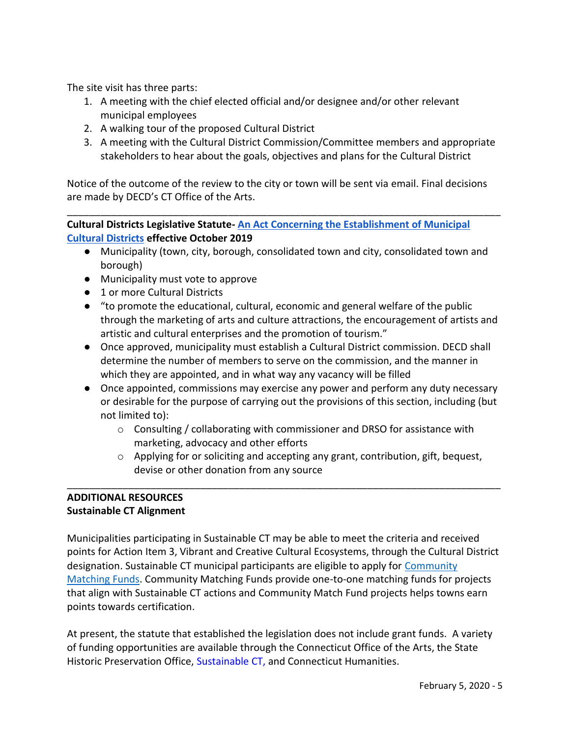The site visit has three parts:

1. A meeting with the chief elected official and/or designee and/or other relevant municipal employees
2. A walking tour of the proposed Cultural District
3. A meeting with the Cultural District Commission/Committee members and appropriate stakeholders to hear about the goals, objectives and plans for the Cultural District

Notice of the outcome of the review to the city or town will be sent via email. Final decisions are made by DECD's CT Office of the Arts.

---

**Cultural Districts Legislative Statute-** **[An Act Concerning the Establishment of Municipal Cultural Districts]** **effective October 2019**

- Municipality (town, city, borough, consolidated town and city, consolidated town and borough)
- Municipality must vote to approve
- 1 or more Cultural Districts
- "to promote the educational, cultural, economic and general welfare of the public through the marketing of arts and culture attractions, the encouragement of artists and artistic and cultural enterprises and the promotion of tourism."
- Once approved, municipality must establish a Cultural District commission. DECD shall determine the number of members to serve on the commission, and the manner in which they are appointed, and in what way any vacancy will be filled
- Once appointed, commissions may exercise any power and perform any duty necessary or desirable for the purpose of carrying out the provisions of this section, including (but not limited to):
  - Consulting / collaborating with commissioner and DRSO for assistance with marketing, advocacy and other efforts
  - Applying for or soliciting and accepting any grant, contribution, gift, bequest, devise or other donation from any source

---

**ADDITIONAL RESOURCES**

**Sustainable CT Alignment**

Municipalities participating in Sustainable CT may be able to meet the criteria and received points for Action Item 3, Vibrant and Creative Cultural Ecosystems, through the Cultural District designation. Sustainable CT municipal participants are eligible to apply for Community Matching Funds. Community Matching Funds provide one-to-one matching funds for projects that align with Sustainable CT actions and Community Match Fund projects helps towns earn points towards certification.

At present, the statute that established the legislation does not include grant funds. A variety of funding opportunities are available through the Connecticut Office of the Arts, the State Historic Preservation Office, Sustainable CT, and Connecticut Humanities.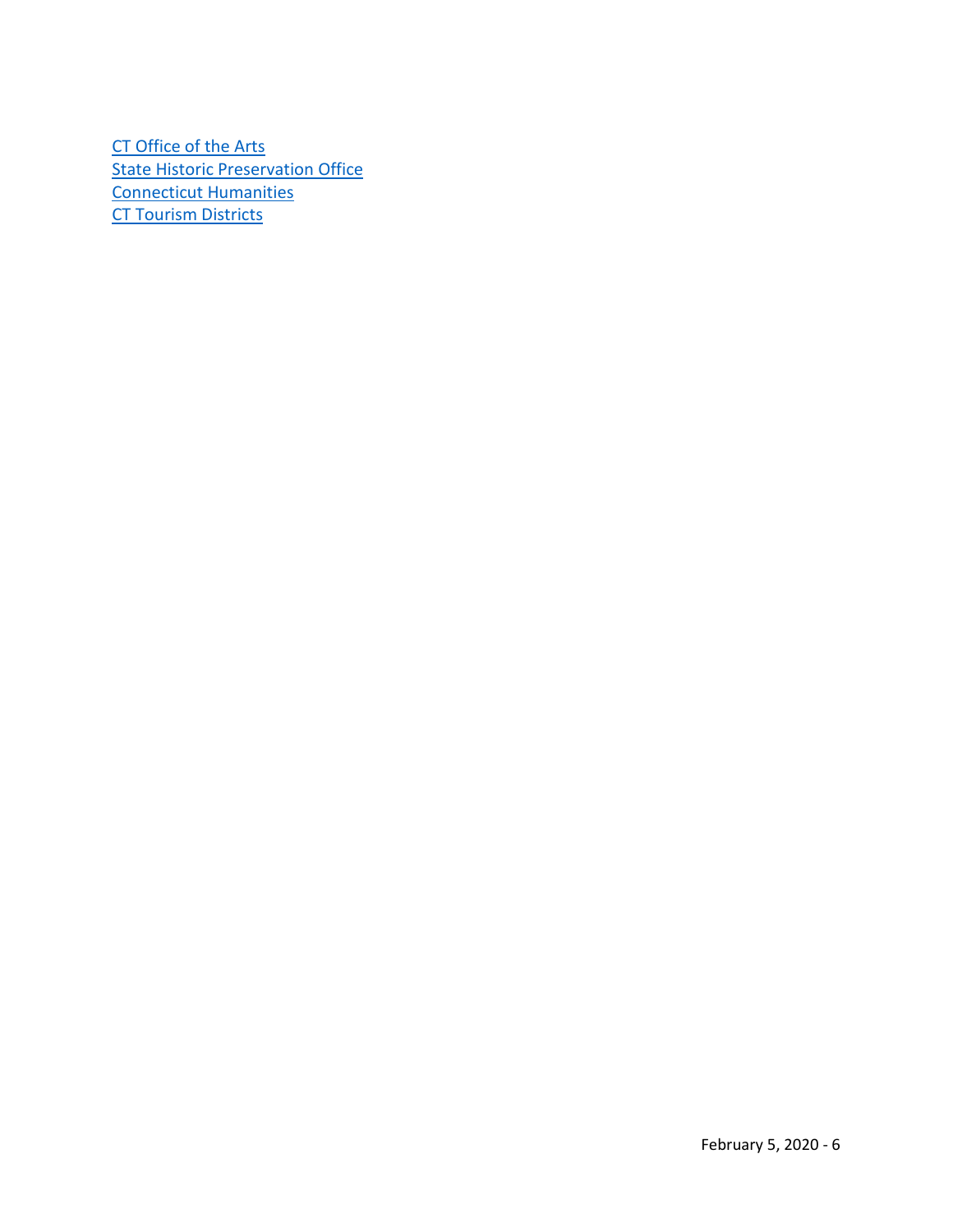CT Office of the Arts
State Historic Preservation Office
Connecticut Humanities
CT Tourism Districts